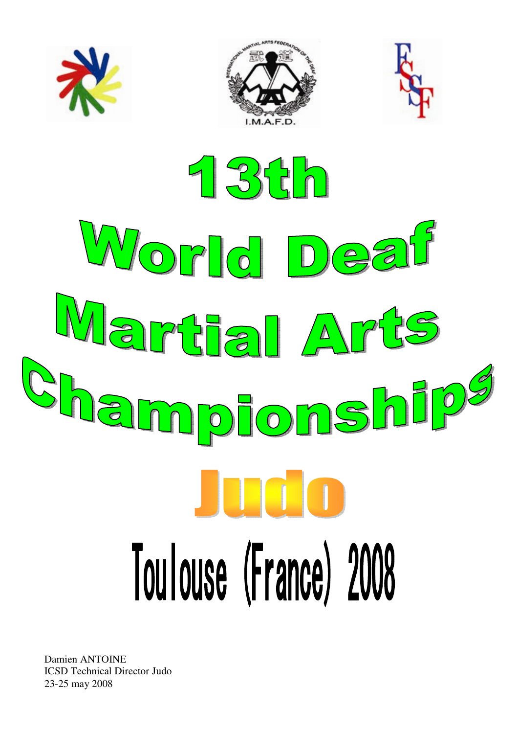# 13th World Deaf Martial Arts Championships

## Judo

## Toulouse (France) 2008

Damien ANTOINE
ICSD Technical Director Judo
23-25 may 2008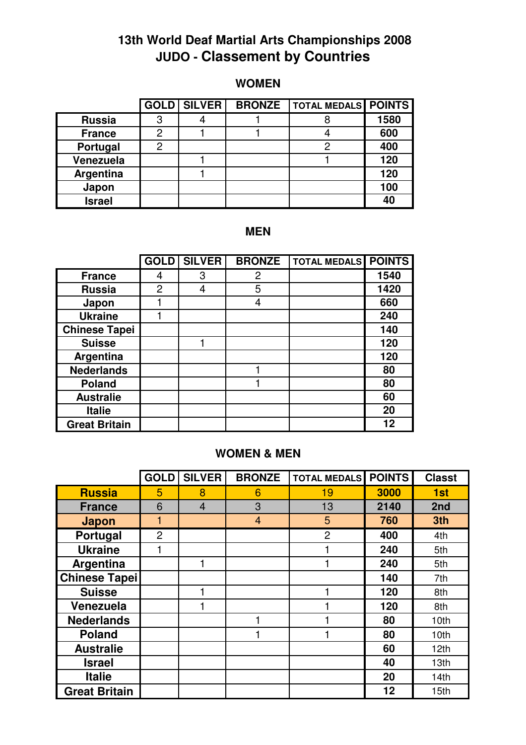# 13th World Deaf Martial Arts Championships 2008

## JUDO - Classement by Countries

### WOMEN

| | GOLD | SILVER | BRONZE | TOTAL MEDALS | POINTS |
|---|---|---|---|---|---|
| Russia | 3 | 4 | 1 | 8 | 1580 |
| France | 2 | 1 | 1 | 4 | 600 |
| Portugal | 2 | | | 2 | 400 |
| Venezuela | | 1 | | 1 | 120 |
| Argentina | | 1 | | | 120 |
| Japon | | | | | 100 |
| Israel | | | | | 40 |

### MEN

| | GOLD | SILVER | BRONZE | TOTAL MEDALS | POINTS |
|---|---|---|---|---|---|
| France | 4 | 3 | 2 | | 1540 |
| Russia | 2 | 4 | 5 | | 1420 |
| Japon | 1 | | 4 | | 660 |
| Ukraine | 1 | | | | 240 |
| Chinese Tapei | | | | | 140 |
| Suisse | | 1 | | | 120 |
| Argentina | | | | | 120 |
| Nederlands | | | 1 | | 80 |
| Poland | | | 1 | | 80 |
| Australie | | | | | 60 |
| Italie | | | | | 20 |
| Great Britain | | | | | 12 |

### WOMEN & MEN

| | GOLD | SILVER | BRONZE | TOTAL MEDALS | POINTS | Classt |
|---|---|---|---|---|---|---|
| Russia | 5 | 8 | 6 | 19 | 3000 | 1st |
| France | 6 | 4 | 3 | 13 | 2140 | 2nd |
| Japon | 1 | | 4 | 5 | 760 | 3th |
| Portugal | 2 | | | 2 | 400 | 4th |
| Ukraine | 1 | | | 1 | 240 | 5th |
| Argentina | | 1 | | 1 | 240 | 5th |
| Chinese Tapei | | | | | 140 | 7th |
| Suisse | | 1 | | 1 | 120 | 8th |
| Venezuela | | 1 | | 1 | 120 | 8th |
| Nederlands | | | 1 | 1 | 80 | 10th |
| Poland | | | 1 | 1 | 80 | 10th |
| Australie | | | | | 60 | 12th |
| Israel | | | | | 40 | 13th |
| Italie | | | | | 20 | 14th |
| Great Britain | | | | | 12 | 15th |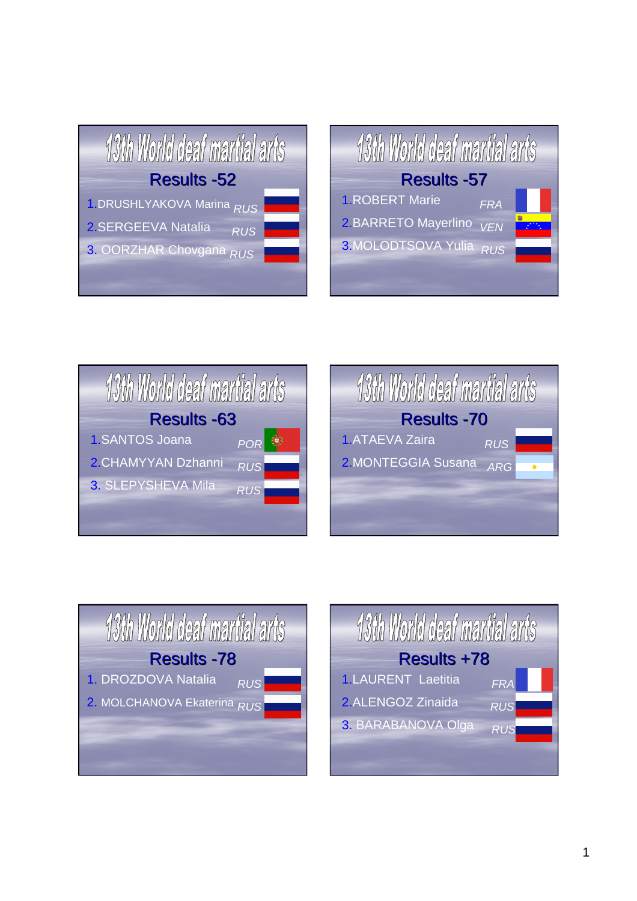## 13th World deaf martial arts

### Results -52

1. DRUSHLYAKOVA Marina *RUS*
2. SERGEEVA Natalia *RUS*
3. OORZHAR Chovgana *RUS*

## 13th World deaf martial arts

### Results -57

1. ROBERT Marie *FRA*
2. BARRETO Mayerlino *VEN*
3. MOLODTSOVA Yulia *RUS*

## 13th World deaf martial arts

### Results -63

1. SANTOS Joana *POR*
2. CHAMYYAN Dzhanni *RUS*
3. SLEPYSHEVA Mila *RUS*

## 13th World deaf martial arts

### Results -70

1. ATAEVA Zaira *RUS*
2. MONTEGGIA Susana *ARG*

## 13th World deaf martial arts

### Results -78

1. DROZDOVA Natalia *RUS*
2. MOLCHANOVA Ekaterina *RUS*

## 13th World deaf martial arts

### Results +78

1. LAURENT Laetitia *FRA*
2. ALENGOZ Zinaida *RUS*
3. BARABANOVA Olga *RUS*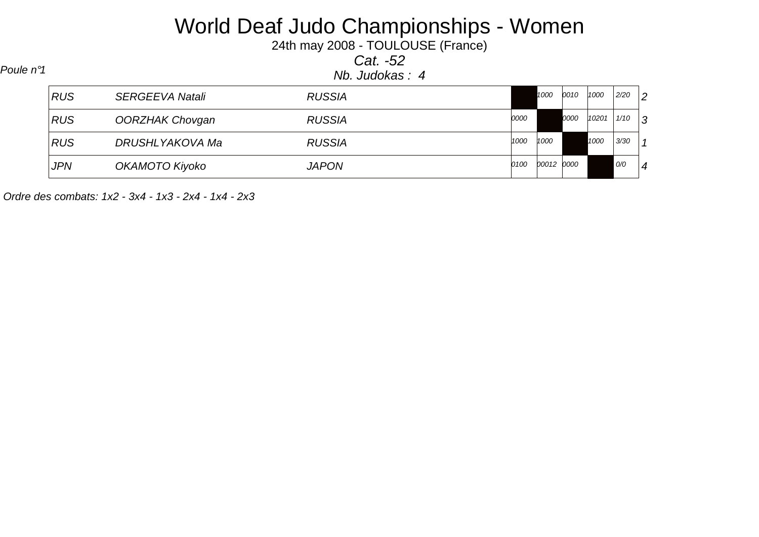# World Deaf Judo Championships - Women

24th may 2008 - TOULOUSE (France)

*Cat. -52*

*Poule n°1*

*Nb. Judokas : 4*

| | | | 1 | 2 | 3 | 4 | | |
|---|---|---|---|---|---|---|---|---|
| *RUS* | *SERGEEVA Natali* | *RUSSIA* | | *1000* | *0010* | *1000* | *2/20* | *2* |
| *RUS* | *OORZHAK Chovgan* | *RUSSIA* | *0000* | | *0000* | *10201* | *1/10* | *3* |
| *RUS* | *DRUSHLYAKOVA Ma* | *RUSSIA* | *1000* | *1000* | | *1000* | *3/30* | *1* |
| *JPN* | *OKAMOTO Kiyoko* | *JAPON* | *0100* | *00012* | *0000* | | *0/0* | *4* |

*Ordre des combats: 1x2 - 3x4 - 1x3 - 2x4 - 1x4 - 2x3*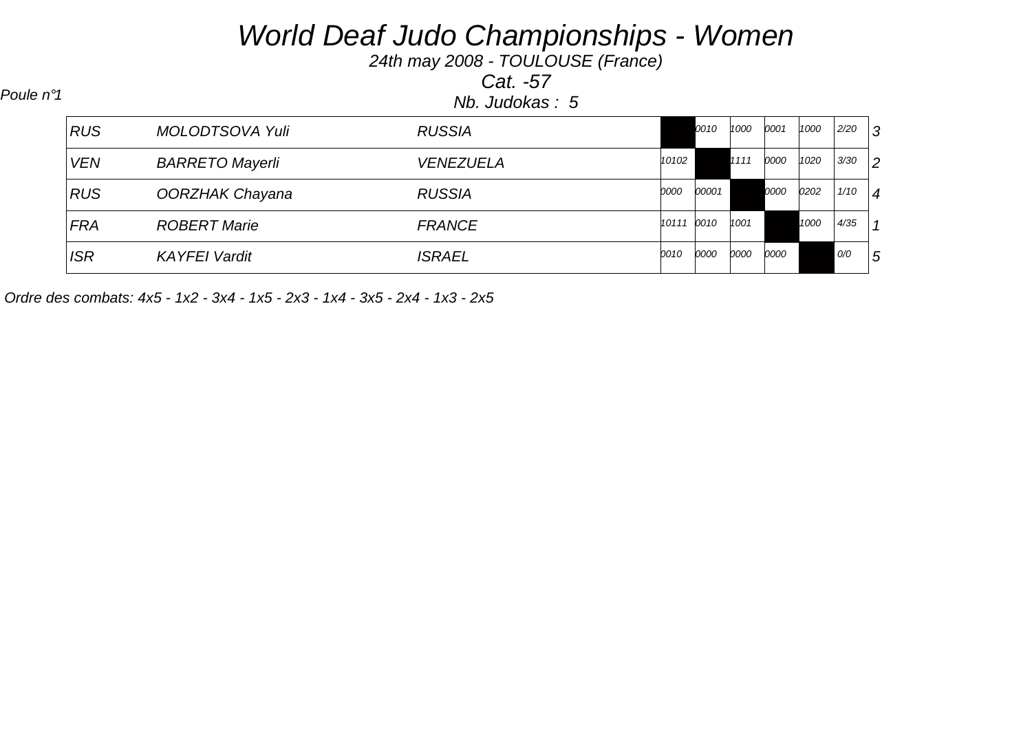# World Deaf Judo Championships - Women

*24th may 2008 - TOULOUSE (France)*

*Cat. -57*

*Poule n°1*

*Nb. Judokas : 5*

| | | | 1 | 2 | 3 | 4 | 5 | | |
|---|---|---|---|---|---|---|---|---|---|
| RUS | MOLODTSOVA Yuli | RUSSIA | | 0010 | 1000 | 0001 | 1000 | 2/20 | 3 |
| VEN | BARRETO Mayerli | VENEZUELA | 10102 | | 1111 | 0000 | 1020 | 3/30 | 2 |
| RUS | OORZHAK Chayana | RUSSIA | 0000 | 00001 | | 0000 | 0202 | 1/10 | 4 |
| FRA | ROBERT Marie | FRANCE | 10111 | 0010 | 1001 | | 1000 | 4/35 | 1 |
| ISR | KAYFEI Vardit | ISRAEL | 0010 | 0000 | 0000 | 0000 | | 0/0 | 5 |

*Ordre des combats: 4x5 - 1x2 - 3x4 - 1x5 - 2x3 - 1x4 - 3x5 - 2x4 - 1x3 - 2x5*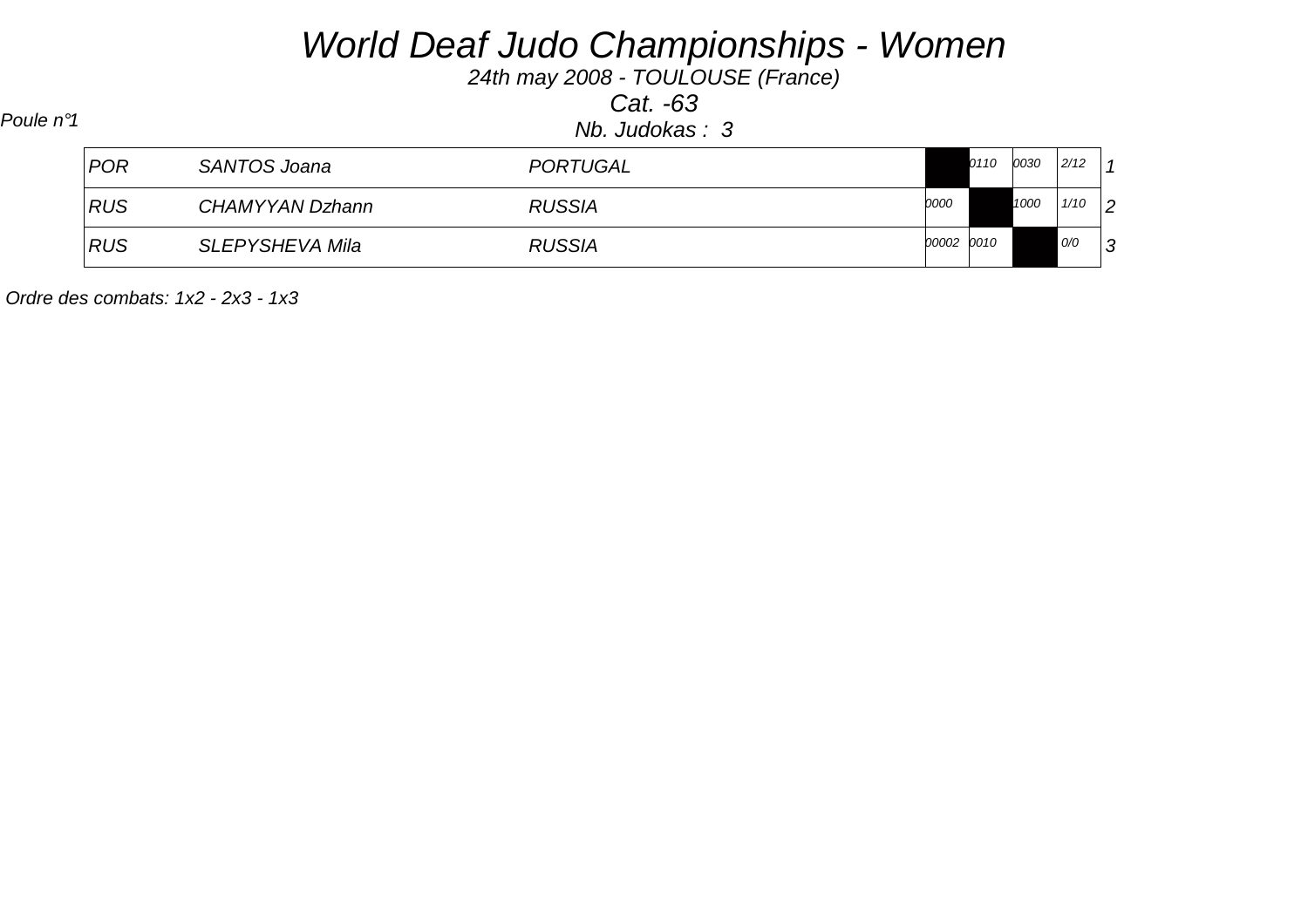# World Deaf Judo Championships - Women

*24th may 2008 - TOULOUSE (France)*

*Cat. -63*

*Poule n°1*

*Nb. Judokas : 3*

| | | | | | | | |
|---|---|---|---|---|---|---|---|
| POR | SANTOS Joana | PORTUGAL | | 0110 | 0030 | 2/12 | 1 |
| RUS | CHAMYYAN Dzhann | RUSSIA | 0000 | | 1000 | 1/10 | 2 |
| RUS | SLEPYSHEVA Mila | RUSSIA | 00002 | 0010 | | 0/0 | 3 |

*Ordre des combats: 1x2 - 2x3 - 1x3*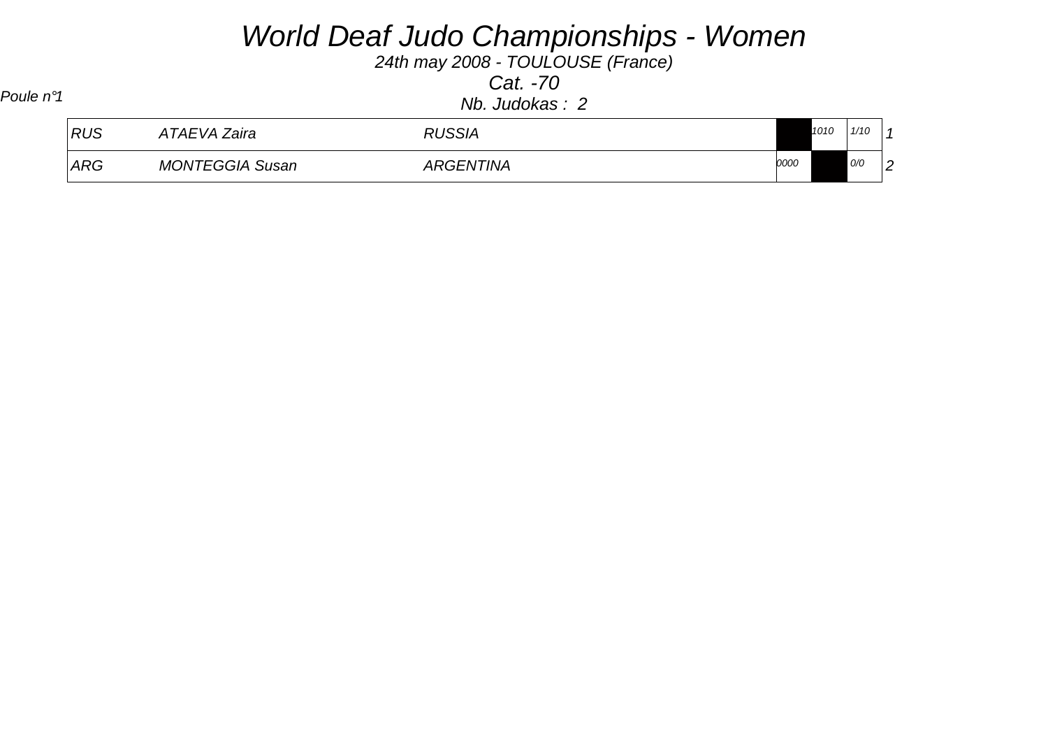# *World Deaf Judo Championships - Women*

*24th may 2008 - TOULOUSE (France)*

*Cat. -70*

*Poule n°1*

*Nb. Judokas : 2*

| | | | | | | |
|---|---|---|---|---|---|---|
| RUS | ATAEVA Zaira | RUSSIA | | 1010 | 1/10 | 1 |
| ARG | MONTEGGIA Susan | ARGENTINA | 0000 | | 0/0 | 2 |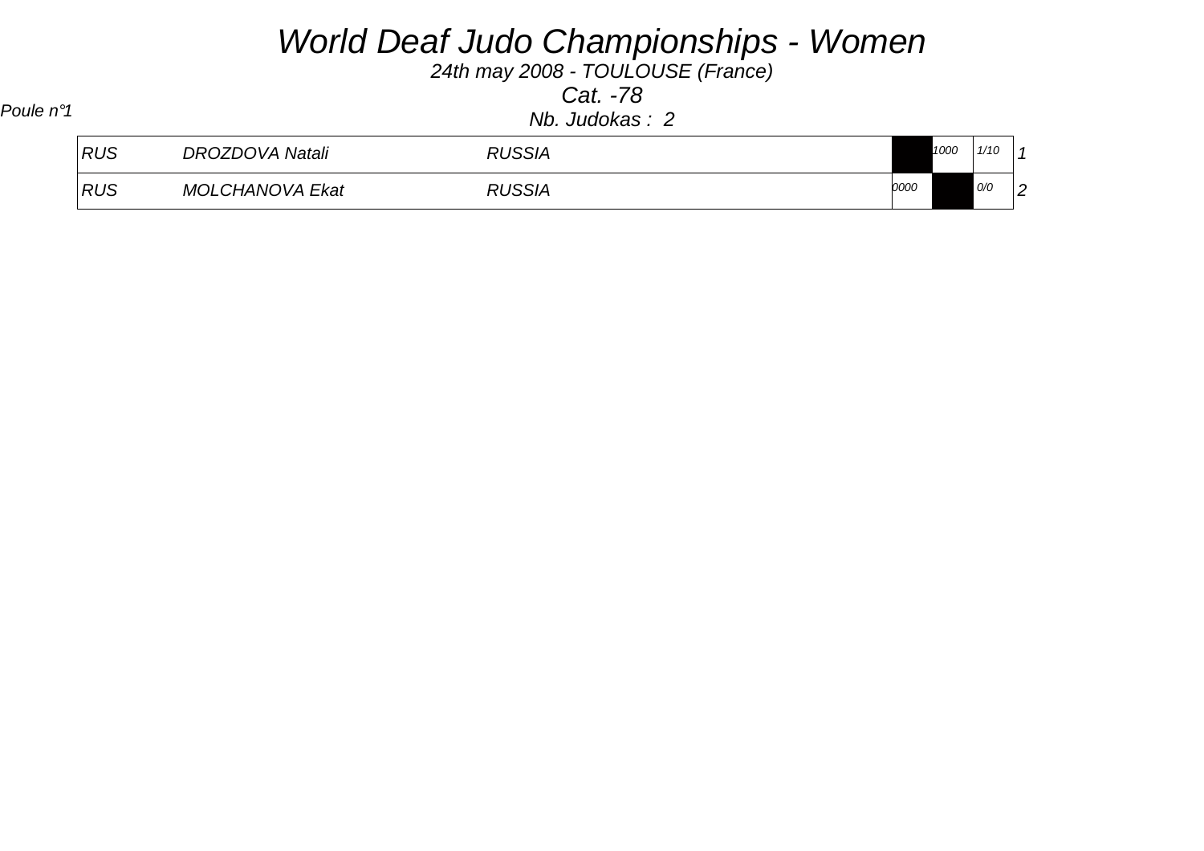# *World Deaf Judo Championships - Women*

*24th may 2008 - TOULOUSE (France)*

*Cat. -78*

*Poule n°1*

*Nb. Judokas : 2*

| | | | | | | |
|---|---|---|---|---|---|---|
| *RUS* | *DROZDOVA Natali* | *RUSSIA* | | *1000* | *1/10* | *1* |
| *RUS* | *MOLCHANOVA Ekat* | *RUSSIA* | *0000* | | *0/0* | *2* |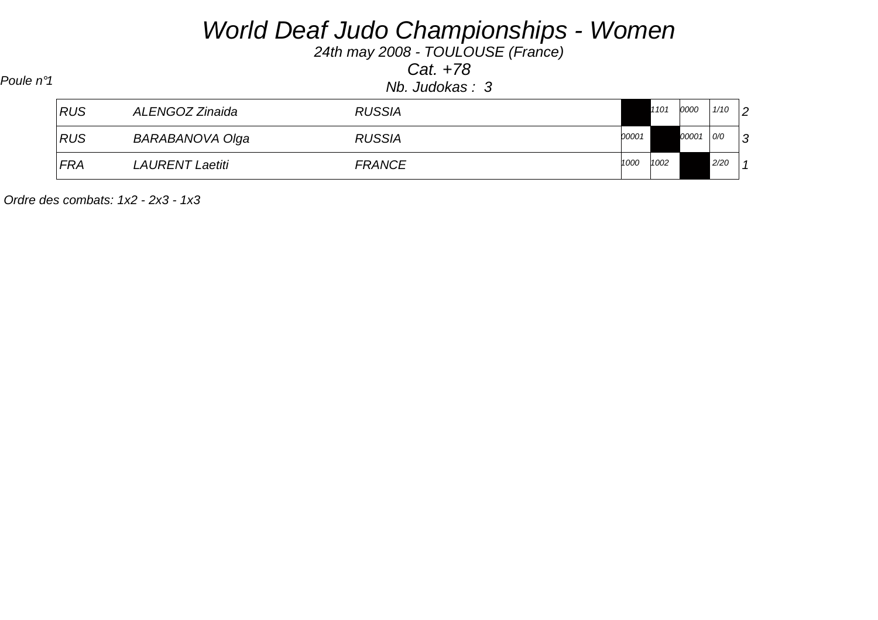# World Deaf Judo Championships - Women

24th may 2008 - TOULOUSE (France)

Cat. +78

Poule n°1

Nb. Judokas : 3

| | | | | | | | |
|---|---|---|---|---|---|---|---|
| RUS | ALENGOZ Zinaida | RUSSIA | | 1101 | 0000 | 1/10 | 2 |
| RUS | BARABANOVA Olga | RUSSIA | 00001 | | 00001 | 0/0 | 3 |
| FRA | LAURENT Laetiti | FRANCE | 1000 | 1002 | | 2/20 | 1 |

Ordre des combats: 1x2 - 2x3 - 1x3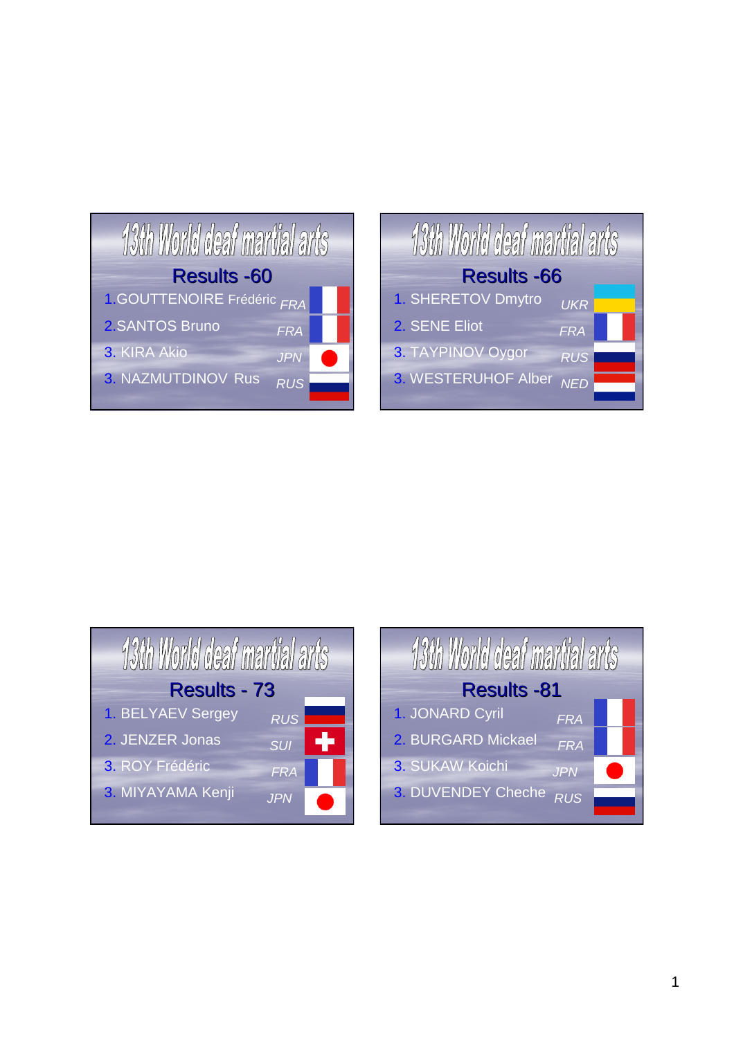## 13th World deaf martial arts

### Results -60

1. GOUTTENOIRE Frédéric FRA
2. SANTOS Bruno FRA
3. KIRA Akio JPN
3. NAZMUTDINOV Rus RUS

## 13th World deaf martial arts

### Results -66

1. SHERETOV Dmytro UKR
2. SENE Eliot FRA
3. TAYPINOV Oygor RUS
3. WESTERUHOF Alber NED

## 13th World deaf martial arts

### Results - 73

1. BELYAEV Sergey RUS
2. JENZER Jonas SUI
3. ROY Frédéric FRA
3. MIYAYAMA Kenji JPN

## 13th World deaf martial arts

### Results -81

1. JONARD Cyril FRA
2. BURGARD Mickael FRA
3. SUKAW Koichi JPN
3. DUVENDEY Cheche RUS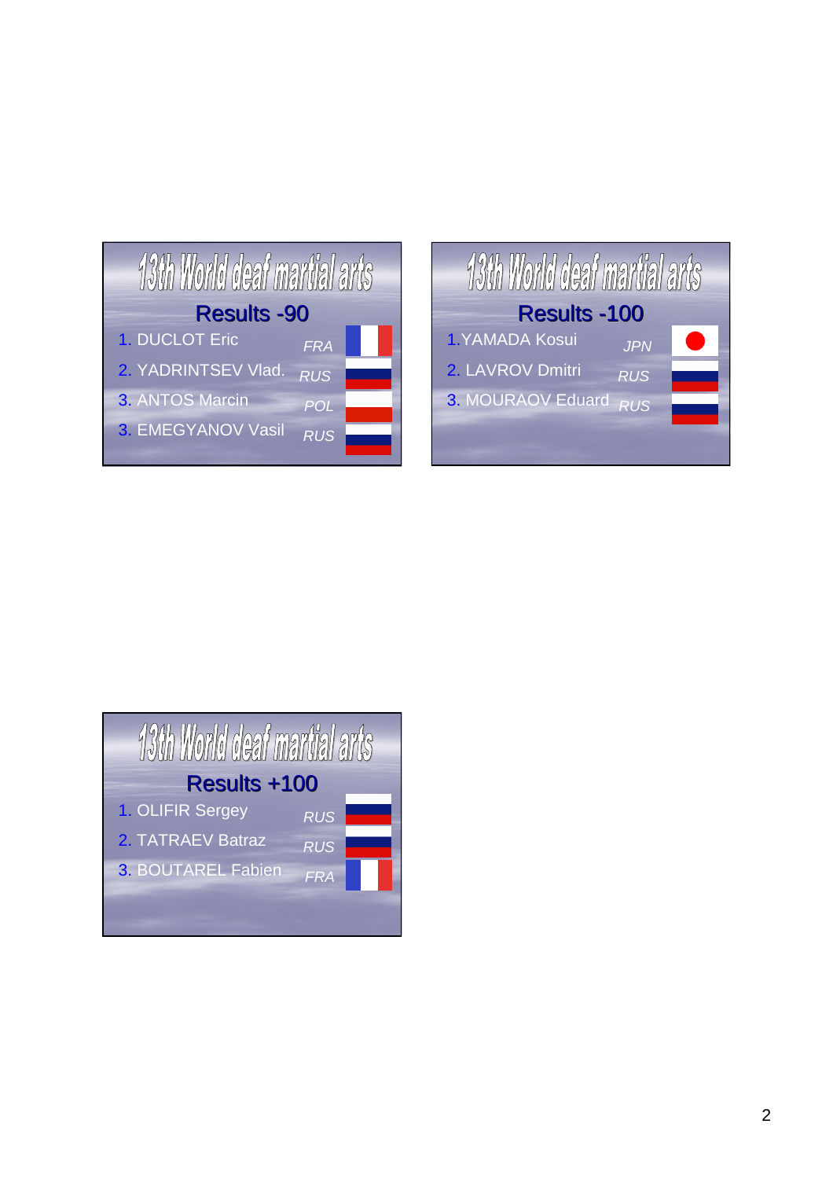## 13th World deaf martial arts

### Results -90

1. DUCLOT Eric *FRA*
2. YADRINTSEV Vlad. *RUS*
3. ANTOS Marcin *POL*
3. EMEGYANOV Vasil *RUS*

## 13th World deaf martial arts

### Results -100

1. YAMADA Kosui *JPN*
2. LAVROV Dmitri *RUS*
3. MOURAOV Eduard *RUS*

## 13th World deaf martial arts

### Results +100

1. OLIFIR Sergey *RUS*
2. TATRAEV Batraz *RUS*
3. BOUTAREL Fabien *FRA*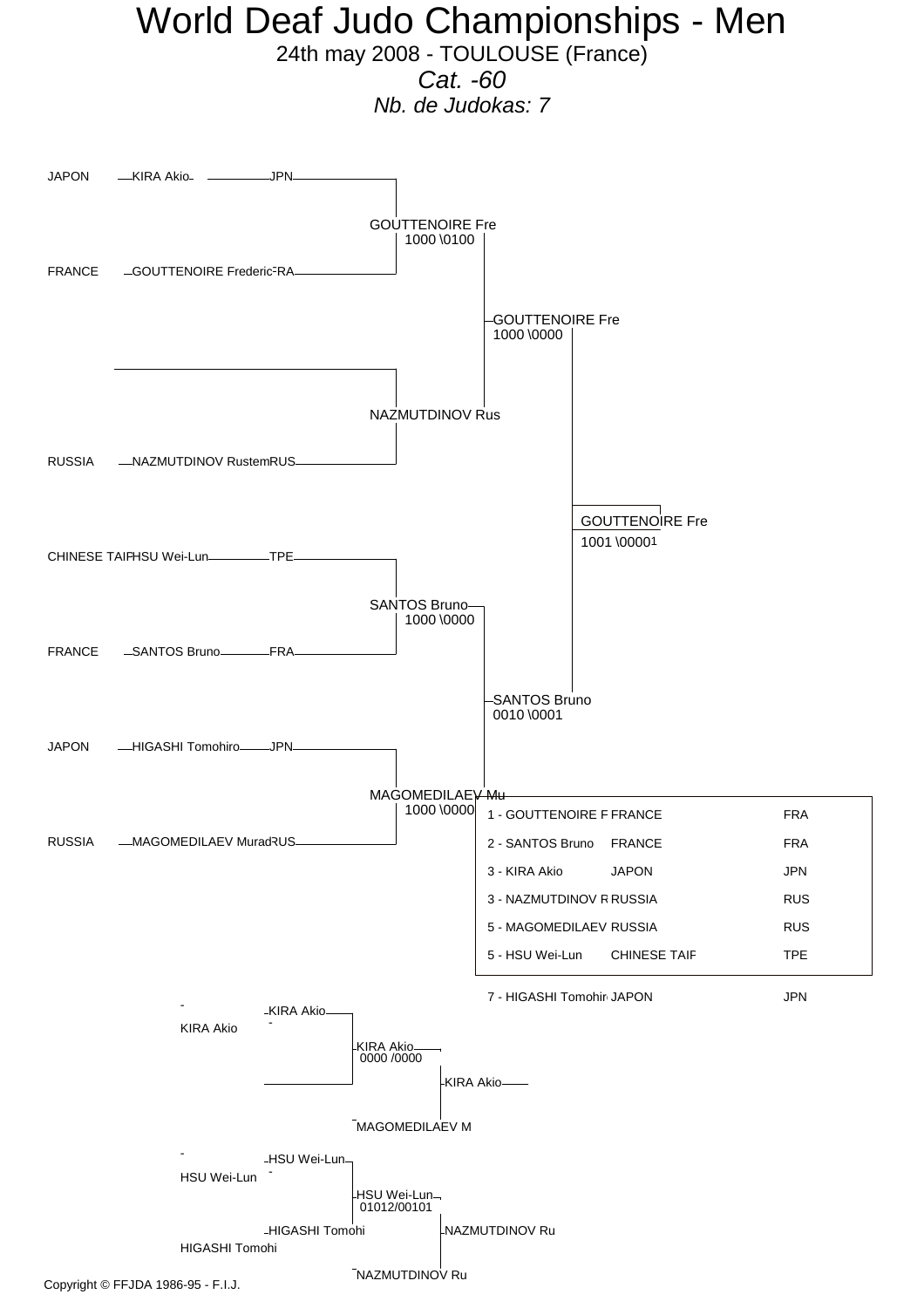# World Deaf Judo Championships - Men

24th may 2008 - TOULOUSE (France)

*Cat. -60*

*Nb. de Judokas: 7*

| Country | Name | Code |
|---|---|---|
| JAPON | KIRA Akio | JPN |
| FRANCE | GOUTTENOIRE Frederic | FRA |
| | | |
| RUSSIA | NAZMUTDINOV Rustem | RUS |
| CHINESE TAIP | HSU Wei-Lun | TPE |
| FRANCE | SANTOS Bruno | FRA |
| JAPON | HIGASHI Tomohiro | JPN |
| RUSSIA | MAGOMEDILAEV Murad | RUS |

**Round 1:**

- GOUTTENOIRE Fre 1000 \0100
- NAZMUTDINOV Rus
- SANTOS Bruno 1000 \0000
- MAGOMEDILAEV Mu 1000 \0000

**Semi-finals:**

- GOUTTENOIRE Fre 1000 \0000
- SANTOS Bruno 0010 \0001

**Final:**

- GOUTTENOIRE Fre 1001 \00001

| Rank | Name | Country | Code |
|---|---|---|---|
| 1 | GOUTTENOIRE F | FRANCE | FRA |
| 2 | SANTOS Bruno | FRANCE | FRA |
| 3 | KIRA Akio | JAPON | JPN |
| 3 | NAZMUTDINOV R | RUSSIA | RUS |
| 5 | MAGOMEDILAEV | RUSSIA | RUS |
| 5 | HSU Wei-Lun | CHINESE TAIF | TPE |
| 7 | HIGASHI Tomohir | JAPON | JPN |

**Repechage:**

- KIRA Akio – KIRA Akio
- KIRA Akio 0000 /0000
- MAGOMEDILAEV M
- KIRA Akio

- HSU Wei-Lun – HSU Wei-Lun
- HIGASHI Tomohi – HIGASHI Tomohi
- HSU Wei-Lun 01012/00101
- NAZMUTDINOV Ru
- NAZMUTDINOV Ru

Copyright © FFJDA 1986-95 - F.I.J.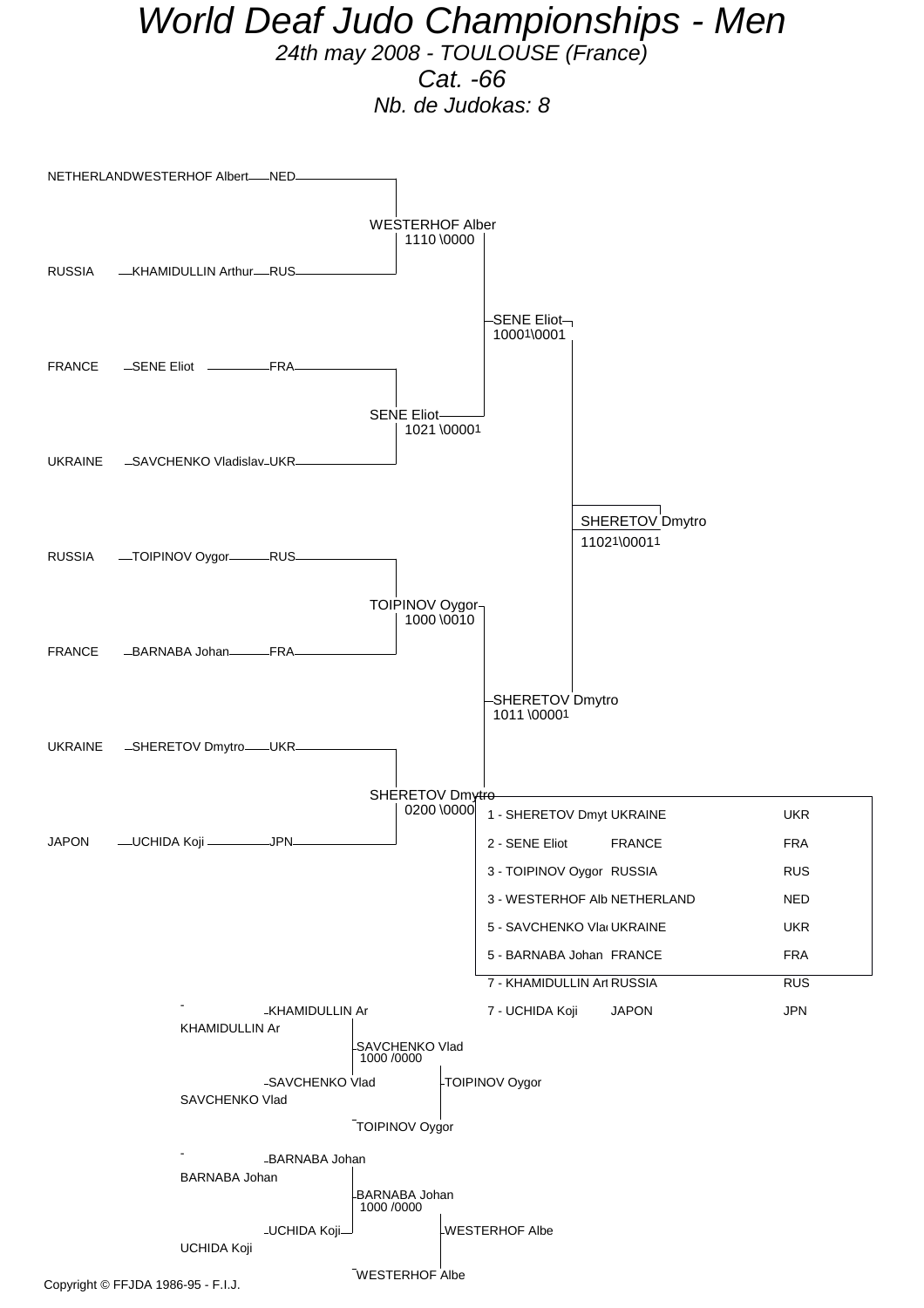# World Deaf Judo Championships - Men

*24th may 2008 - TOULOUSE (France)*

*Cat. -66*

*Nb. de Judokas: 8*

| Country | Judoka | Code |
|---|---|---|
| NETHERLAND | WESTERHOF Albert | NED |
| RUSSIA | KHAMIDULLIN Arthur | RUS |
| FRANCE | SENE Eliot | FRA |
| UKRAINE | SAVCHENKO Vladislav | UKR |
| RUSSIA | TOIPINOV Oygor | RUS |
| FRANCE | BARNABA Johan | FRA |
| UKRAINE | SHERETOV Dmytro | UKR |
| JAPON | UCHIDA Koji | JPN |

**First round**

- WESTERHOF Alber 1110 \0000
- SENE Eliot 1021 \00001
- TOIPINOV Oygor 1000 \0010
- SHERETOV Dmytro 0200 \0000

**Semi-finals**

- SENE Eliot 10001\0001
- SHERETOV Dmytro 1011 \00001

**Final**

- SHERETOV Dmytro 11021\00011

**Final ranking**

| Rank | Judoka | Country | Code |
|---|---|---|---|
| 1 | SHERETOV Dmyt | UKRAINE | UKR |
| 2 | SENE Eliot | FRANCE | FRA |
| 3 | TOIPINOV Oygor | RUSSIA | RUS |
| 3 | WESTERHOF Alb | NETHERLAND | NED |
| 5 | SAVCHENKO Vlad | UKRAINE | UKR |
| 5 | BARNABA Johan | FRANCE | FRA |
| 7 | KHAMIDULLIN Ar | RUSSIA | RUS |
| 7 | UCHIDA Koji | JAPON | JPN |

**Repechage**

- KHAMIDULLIN Ar vs SAVCHENKO Vlad → SAVCHENKO Vlad 1000 /0000
- SAVCHENKO Vlad vs TOIPINOV Oygor → TOIPINOV Oygor
- BARNABA Johan vs UCHIDA Koji → BARNABA Johan 1000 /0000
- BARNABA Johan vs WESTERHOF Albe → WESTERHOF Albe

Copyright © FFJDA 1986-95 - F.I.J.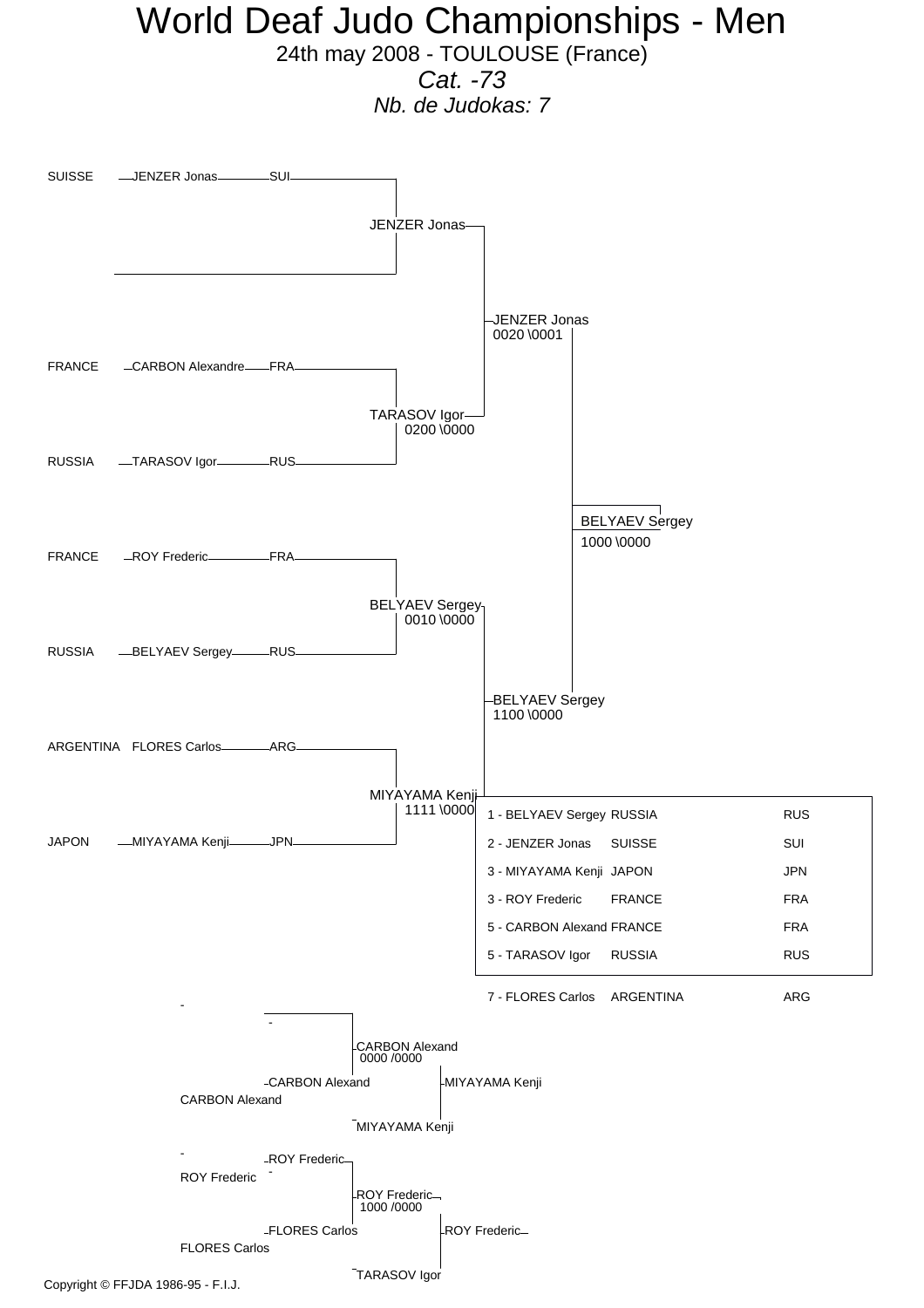# World Deaf Judo Championships - Men

24th may 2008 - TOULOUSE (France)

*Cat. -73*

*Nb. de Judokas: 7*

## Main draw

**First round**

| Country | Judoka | Code |
| --- | --- | --- |
| SUISSE | JENZER Jonas | SUI |
| | | |
| FRANCE | CARBON Alexandre | FRA |
| RUSSIA | TARASOV Igor | RUS |
| FRANCE | ROY Frederic | FRA |
| RUSSIA | BELYAEV Sergey | RUS |
| ARGENTINA | FLORES Carlos | ARG |
| JAPON | MIYAYAMA Kenji | JPN |

**Results**

- JENZER Jonas
- TARASOV Igor 0200 \0000
- BELYAEV Sergey 0010 \0000
- MIYAYAMA Kenji 1111 \0000
- JENZER Jonas 0020 \0001
- BELYAEV Sergey 1100 \0000
- BELYAEV Sergey 1000 \0000

## Final ranking

| Rank | Judoka | Country | Code |
| --- | --- | --- | --- |
| 1 | BELYAEV Sergey | RUSSIA | RUS |
| 2 | JENZER Jonas | SUISSE | SUI |
| 3 | MIYAYAMA Kenji | JAPON | JPN |
| 3 | ROY Frederic | FRANCE | FRA |
| 5 | CARBON Alexand | FRANCE | FRA |
| 5 | TARASOV Igor | RUSSIA | RUS |
| 7 | FLORES Carlos | ARGENTINA | ARG |

## Repechage

- \- / CARBON Alexand → CARBON Alexand 0000 /0000
- CARBON Alexand vs MIYAYAMA Kenji → MIYAYAMA Kenji
- ROY Frederic / FLORES Carlos → ROY Frederic 1000 /0000
- ROY Frederic vs TARASOV Igor → ROY Frederic

Copyright © FFJDA 1986-95 - F.I.J.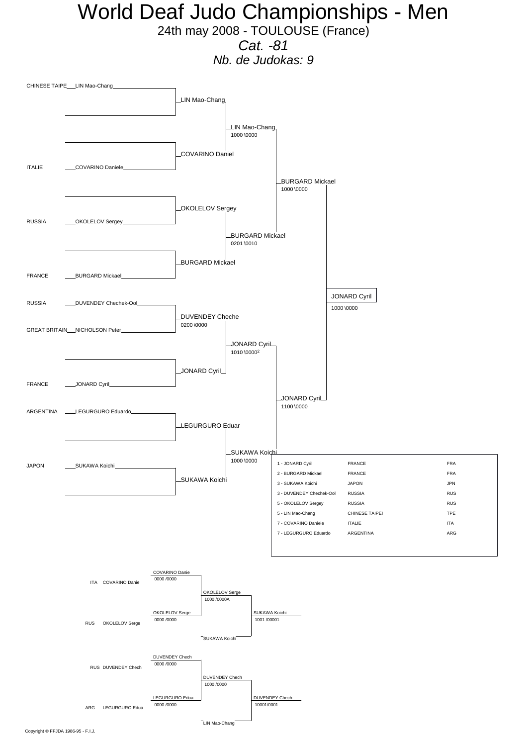# World Deaf Judo Championships - Men

24th may 2008 - TOULOUSE (France)

*Cat. -81*

*Nb. de Judokas: 9*

## Main bracket

**First round**

| Country | Judoka |
|---|---|
| CHINESE TAIPE | LIN Mao-Chang |
| | |
| | |
| ITALIE | COVARINO Daniele |
| | |
| RUSSIA | OKOLELOV Sergey |
| | |
| FRANCE | BURGARD Mickael |
| RUSSIA | DUVENDEY Chechek-Ool |
| GREAT BRITAIN | NICHOLSON Peter |
| | |
| FRANCE | JONARD Cyril |
| ARGENTINA | LEGURGURO Eduardo |
| | |
| JAPON | SUKAWA Koichi |
| | |

**Second round**

- LIN Mao-Chang
- COVARINO Daniel
- OKOLELOV Sergey
- BURGARD Mickael
- DUVENDEY Cheche — 0200 \0000
- JONARD Cyril
- LEGURGURO Eduar
- SUKAWA Koichi

**Quarter-finals**

- LIN Mao-Chang — 1000 \0000
- BURGARD Mickael — 0201 \0010
- JONARD Cyril — 1010 \0000[2]
- SUKAWA Koichi — 1000 \0000

**Semi-finals**

- BURGARD Mickael — 1000 \0000
- JONARD Cyril — 1100 \0000

**Final**

- JONARD Cyril — 1000 \0000

## Results

| Rank - Name | Country | Code |
|---|---|---|
| 1 - JONARD Cyril | FRANCE | FRA |
| 2 - BURGARD Mickael | FRANCE | FRA |
| 3 - SUKAWA Koichi | JAPON | JPN |
| 3 - DUVENDEY Chechek-Ool | RUSSIA | RUS |
| 5 - OKOLELOV Sergey | RUSSIA | RUS |
| 5 - LIN Mao-Chang | CHINESE TAIPEI | TPE |
| 7 - COVARINO Daniele | ITALIE | ITA |
| 7 - LEGURGURO Eduardo | ARGENTINA | ARG |

## Repechage

**Pool 1**

- ITA COVARINO Danie — COVARINO Danie 0000 /0000
- RUS OKOLELOV Serge — OKOLELOV Serge 0000 /0000
- OKOLELOV Serge — 1000 /0000A
- SUKAWA Koichi
- SUKAWA Koichi — 1001 /00001

**Pool 2**

- RUS DUVENDEY Chech — DUVENDEY Chech 0000 /0000
- ARG LEGURGURO Edua — LEGURGURO Edua 0000 /0000
- DUVENDEY Chech — 1000 /0000
- LIN Mao-Chang
- DUVENDEY Chech — 10001/0001

Copyright © FFJDA 1986-95 - F.I.J.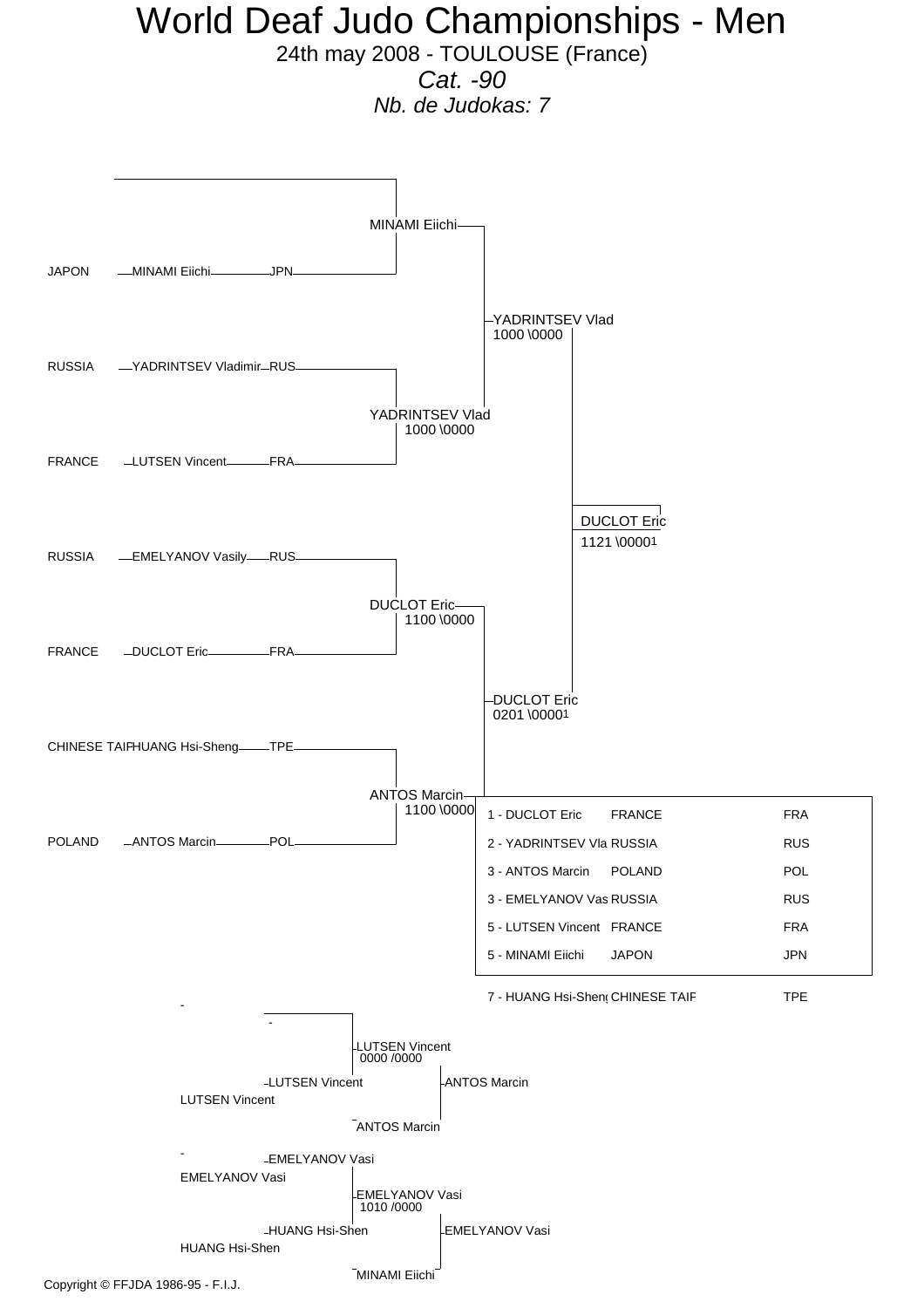# World Deaf Judo Championships - Men

24th may 2008 - TOULOUSE (France)

*Cat. -90*

*Nb. de Judokas: 7*

| Country | Name | Code |
|---|---|---|
| JAPON | MINAMI Eiichi | JPN |
| RUSSIA | YADRINTSEV Vladimir | RUS |
| FRANCE | LUTSEN Vincent | FRA |
| RUSSIA | EMELYANOV Vasily | RUS |
| FRANCE | DUCLOT Eric | FRA |
| CHINESE TAIP | HUANG Hsi-Sheng | TPE |
| POLAND | ANTOS Marcin | POL |

**Round 1:**

- MINAMI Eiichi (bye)
- YADRINTSEV Vlad 1000 \0000 (vs LUTSEN Vincent)
- DUCLOT Eric 1100 \0000 (vs EMELYANOV Vasily)
- ANTOS Marcin 1100 \0000 (vs HUANG Hsi-Sheng)

**Semi-finals:**

- YADRINTSEV Vlad 1000 \0000 (vs MINAMI Eiichi)
- DUCLOT Eric 0201 \00001 (vs ANTOS Marcin)

**Final:**

- DUCLOT Eric 1121 \00001

| Rank | Name | Country | Code |
|---|---|---|---|
| 1 | DUCLOT Eric | FRANCE | FRA |
| 2 | YADRINTSEV Vla | RUSSIA | RUS |
| 3 | ANTOS Marcin | POLAND | POL |
| 3 | EMELYANOV Vas | RUSSIA | RUS |
| 5 | LUTSEN Vincent | FRANCE | FRA |
| 5 | MINAMI Eiichi | JAPON | JPN |
| 7 | HUANG Hsi-Sheng | CHINESE TAIF | TPE |

**Repechage:**

- \- vs LUTSEN Vincent → LUTSEN Vincent 0000 /0000
- LUTSEN Vincent vs ANTOS Marcin → ANTOS Marcin
- EMELYANOV Vasi vs HUANG Hsi-Shen → EMELYANOV Vasi 1010 /0000
- EMELYANOV Vasi vs MINAMI Eiichi → EMELYANOV Vasi

Copyright © FFJDA 1986-95 - F.I.J.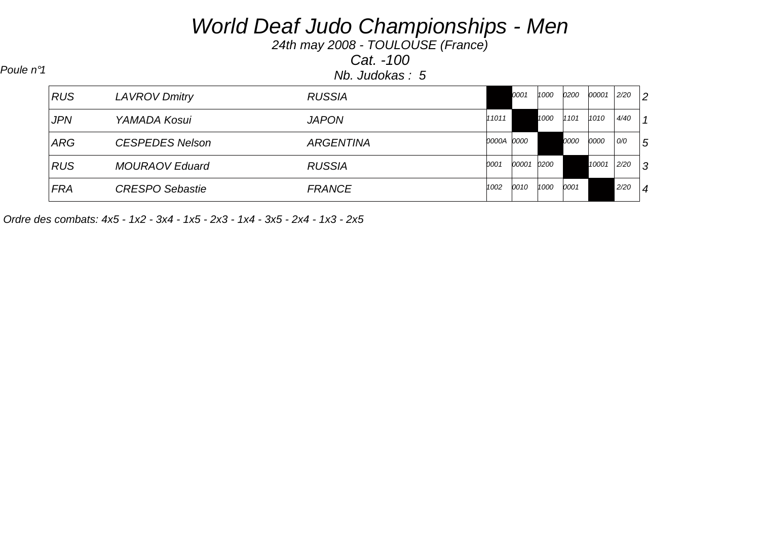# World Deaf Judo Championships - Men

*24th may 2008 - TOULOUSE (France)*

*Cat. -100*

*Nb. Judokas : 5*

*Poule n°1*

| | | | | | | | | | |
|---|---|---|---|---|---|---|---|---|---|
| RUS | LAVROV Dmitry | RUSSIA | | 0001 | 1000 | 0200 | 00001 | 2/20 | 2 |
| JPN | YAMADA Kosui | JAPON | 11011 | | 1000 | 1101 | 1010 | 4/40 | 1 |
| ARG | CESPEDES Nelson | ARGENTINA | 0000A | 0000 | | 0000 | 0000 | 0/0 | 5 |
| RUS | MOURAOV Eduard | RUSSIA | 0001 | 00001 | 0200 | | 10001 | 2/20 | 3 |
| FRA | CRESPO Sebastie | FRANCE | 1002 | 0010 | 1000 | 0001 | | 2/20 | 4 |

*Ordre des combats: 4x5 - 1x2 - 3x4 - 1x5 - 2x3 - 1x4 - 3x5 - 2x4 - 1x3 - 2x5*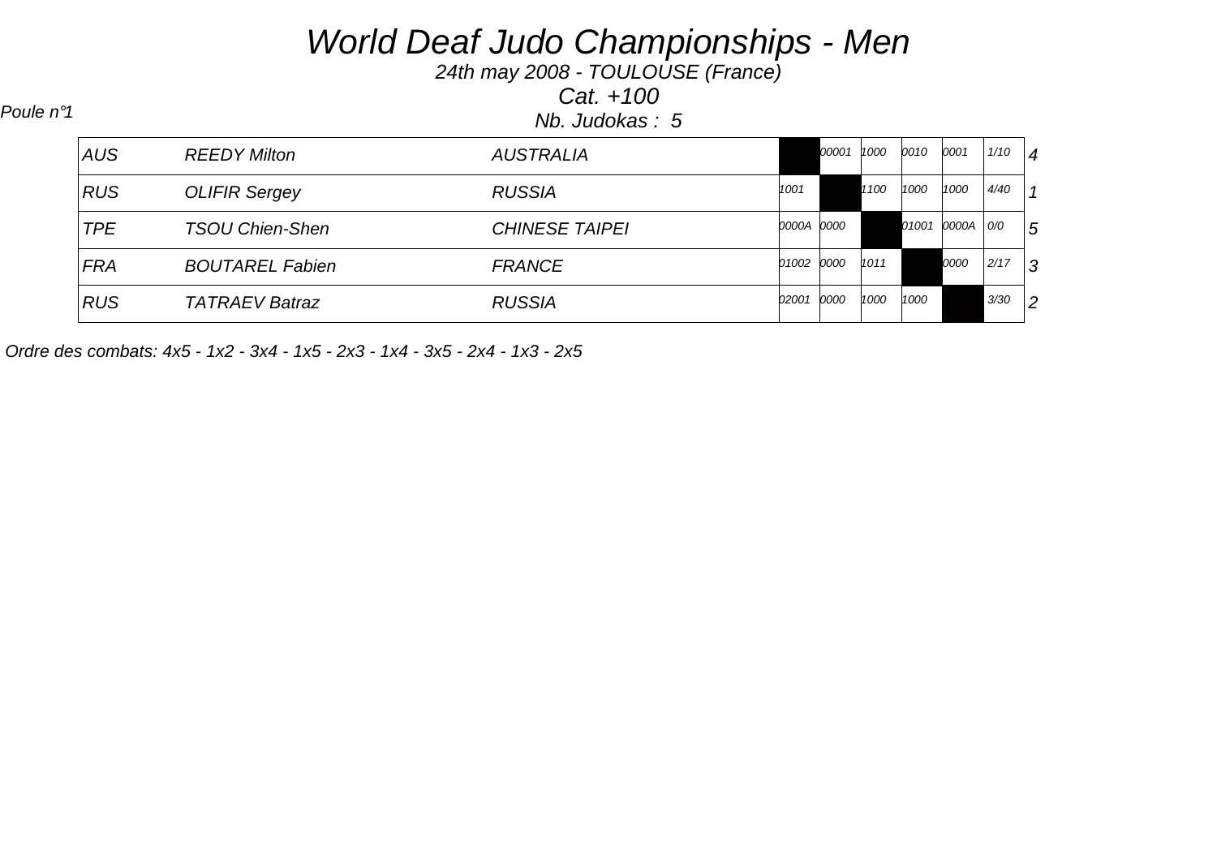# World Deaf Judo Championships - Men

*24th may 2008 - TOULOUSE (France)*

*Cat. +100*

*Poule n°1*

*Nb. Judokas : 5*

| | | | 1 | 2 | 3 | 4 | 5 | | |
|---|---|---|---|---|---|---|---|---|---|
| AUS | REEDY Milton | AUSTRALIA | | 00001 | 1000 | 0010 | 0001 | 1/10 | 4 |
| RUS | OLIFIR Sergey | RUSSIA | 1001 | | 1100 | 1000 | 1000 | 4/40 | 1 |
| TPE | TSOU Chien-Shen | CHINESE TAIPEI | 0000A | 0000 | | 01001 | 0000A | 0/0 | 5 |
| FRA | BOUTAREL Fabien | FRANCE | 01002 | 0000 | 1011 | | 0000 | 2/17 | 3 |
| RUS | TATRAEV Batraz | RUSSIA | 02001 | 0000 | 1000 | 1000 | | 3/30 | 2 |

*Ordre des combats: 4x5 - 1x2 - 3x4 - 1x5 - 2x3 - 1x4 - 3x5 - 2x4 - 1x3 - 2x5*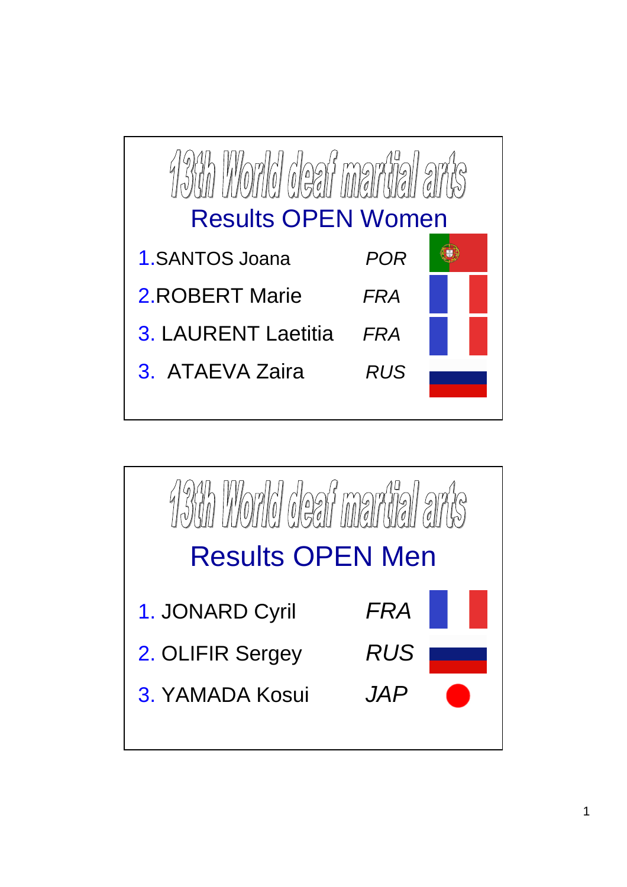# 13th World deaf martial arts

## Results OPEN Women

1. SANTOS Joana *POR*
2. ROBERT Marie *FRA*
3. LAURENT Laetitia *FRA*
3. ATAEVA Zaira *RUS*

# 13th World deaf martial arts

## Results OPEN Men

1. JONARD Cyril *FRA*
2. OLIFIR Sergey *RUS*
3. YAMADA Kosui *JAP*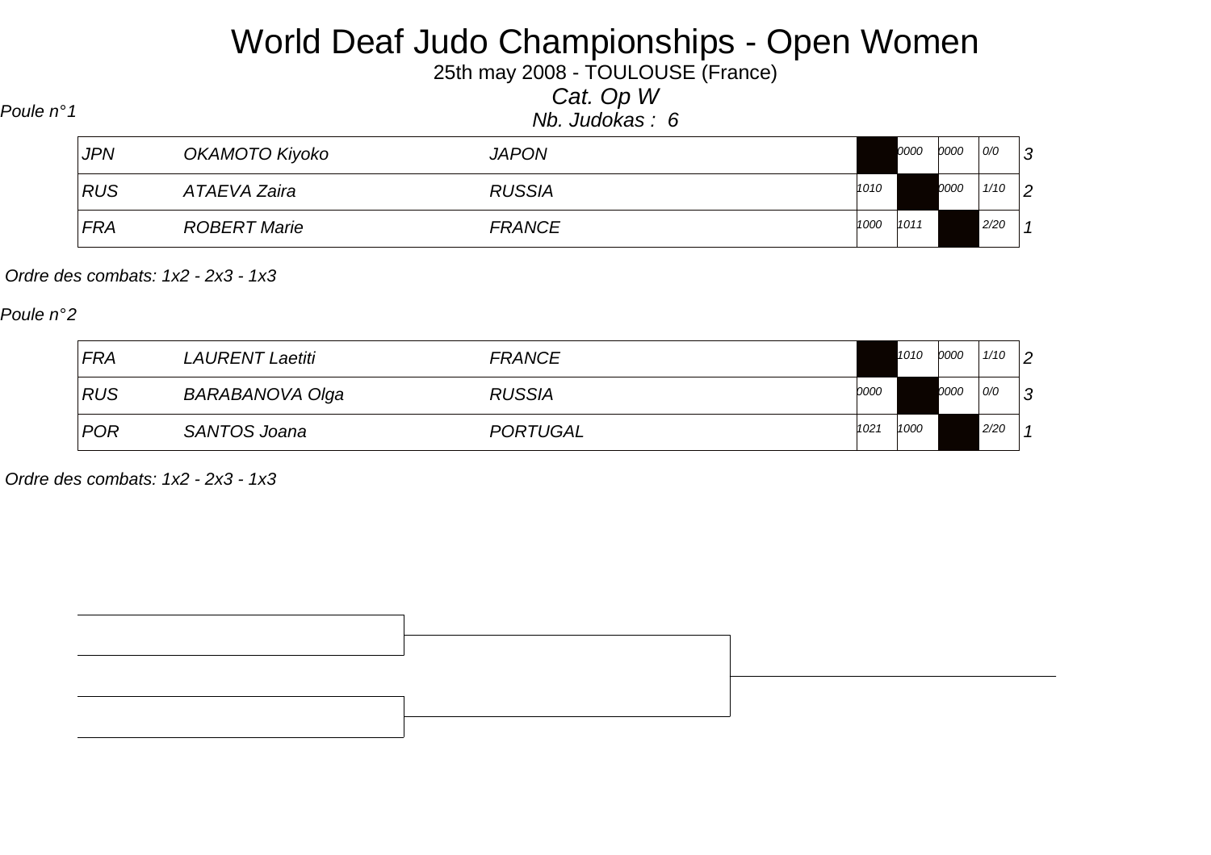# World Deaf Judo Championships - Open Women

25th may 2008 - TOULOUSE (France)

*Cat. Op W*

*Nb. Judokas : 6*

*Poule n°1*

| | | | | | | | |
|---|---|---|---|---|---|---|---|
| JPN | OKAMOTO Kiyoko | JAPON | | 0000 | 0000 | 0/0 | 3 |
| RUS | ATAEVA Zaira | RUSSIA | 1010 | | 0000 | 1/10 | 2 |
| FRA | ROBERT Marie | FRANCE | 1000 | 1011 | | 2/20 | 1 |

*Ordre des combats: 1x2 - 2x3 - 1x3*

*Poule n°2*

| | | | | | | | |
|---|---|---|---|---|---|---|---|
| FRA | LAURENT Laetiti | FRANCE | | 1010 | 0000 | 1/10 | 2 |
| RUS | BARABANOVA Olga | RUSSIA | 0000 | | 0000 | 0/0 | 3 |
| POR | SANTOS Joana | PORTUGAL | 1021 | 1000 | | 2/20 | 1 |

*Ordre des combats: 1x2 - 2x3 - 1x3*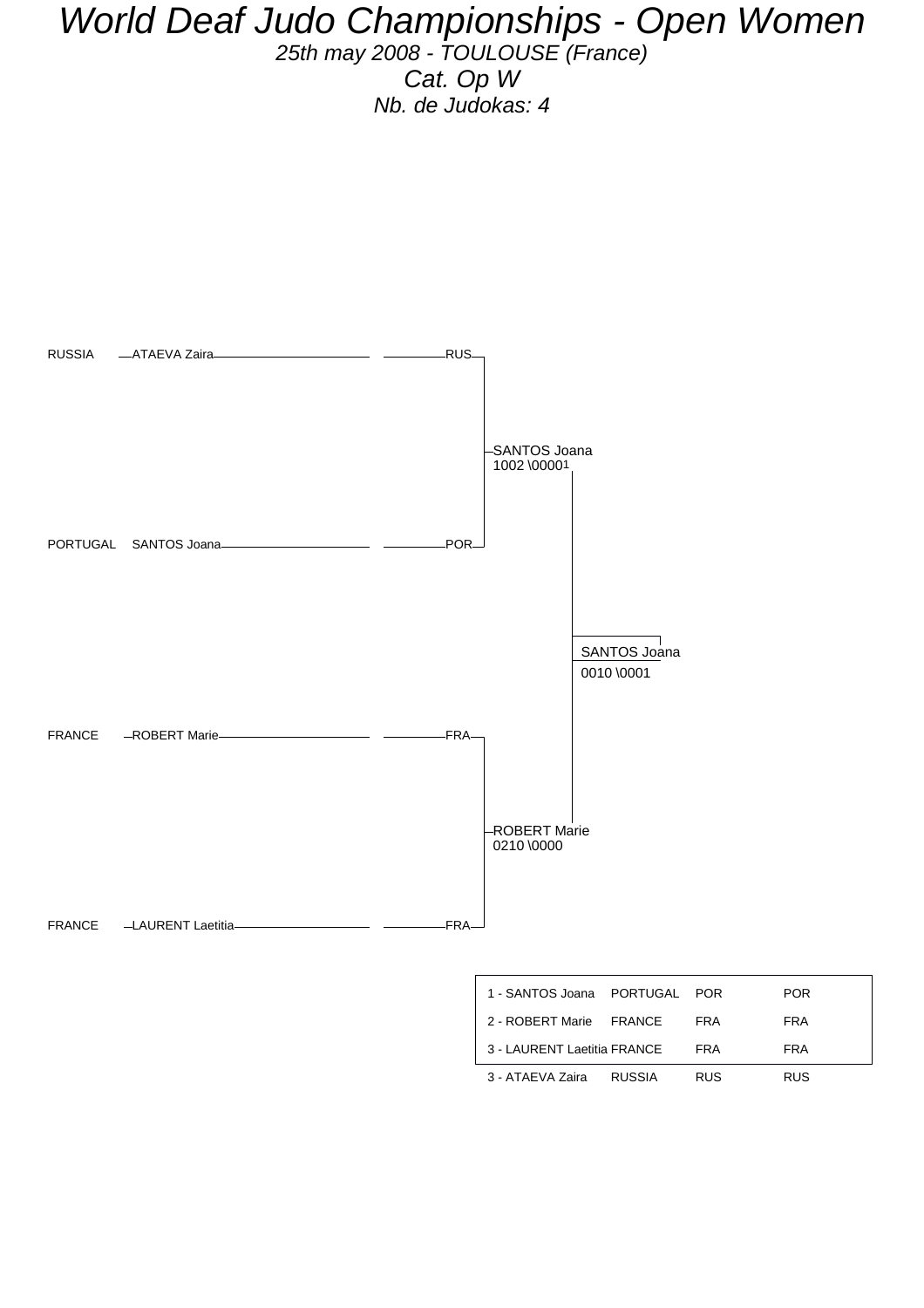# World Deaf Judo Championships - Open Women

*25th may 2008 - TOULOUSE (France)*

*Cat. Op W*

*Nb. de Judokas: 4*

| Country | Judoka | Code |
|---|---|---|
| RUSSIA | ATAEVA Zaira | RUS |
| PORTUGAL | SANTOS Joana | POR |
| FRANCE | ROBERT Marie | FRA |
| FRANCE | LAURENT Laetitia | FRA |

SANTOS Joana
1002 \00001

ROBERT Marie
0210 \0000

SANTOS Joana
0010 \0001

| Rank - Name | Country | Code | Code |
|---|---|---|---|
| 1 - SANTOS Joana | PORTUGAL | POR | POR |
| 2 - ROBERT Marie | FRANCE | FRA | FRA |
| 3 - LAURENT Laetitia | FRANCE | FRA | FRA |
| 3 - ATAEVA Zaira | RUSSIA | RUS | RUS |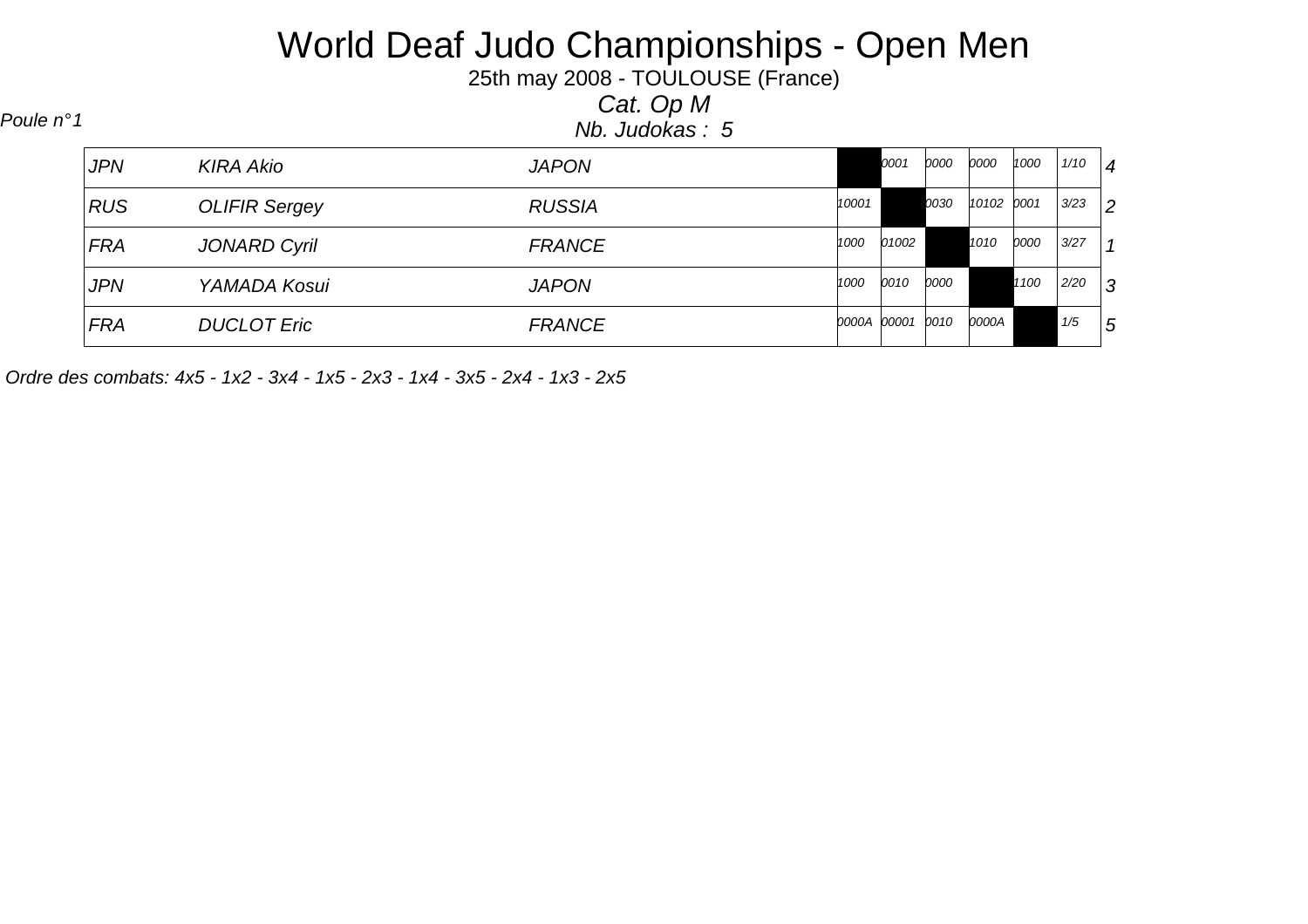# World Deaf Judo Championships - Open Men

25th may 2008 - TOULOUSE (France)

*Cat. Op M*

*Poule n°1*

*Nb. Judokas : 5*

| | | | | | | | | | |
|---|---|---|---|---|---|---|---|---|---|
| JPN | KIRA Akio | JAPON | | 0001 | 0000 | 0000 | 1000 | 1/10 | 4 |
| RUS | OLIFIR Sergey | RUSSIA | 10001 | | 0030 | 10102 | 0001 | 3/23 | 2 |
| FRA | JONARD Cyril | FRANCE | 1000 | 01002 | | 1010 | 0000 | 3/27 | 1 |
| JPN | YAMADA Kosui | JAPON | 1000 | 0010 | 0000 | | 1100 | 2/20 | 3 |
| FRA | DUCLOT Eric | FRANCE | 0000A | 00001 | 0010 | 0000A | | 1/5 | 5 |

*Ordre des combats: 4x5 - 1x2 - 3x4 - 1x5 - 2x3 - 1x4 - 3x5 - 2x4 - 1x3 - 2x5*